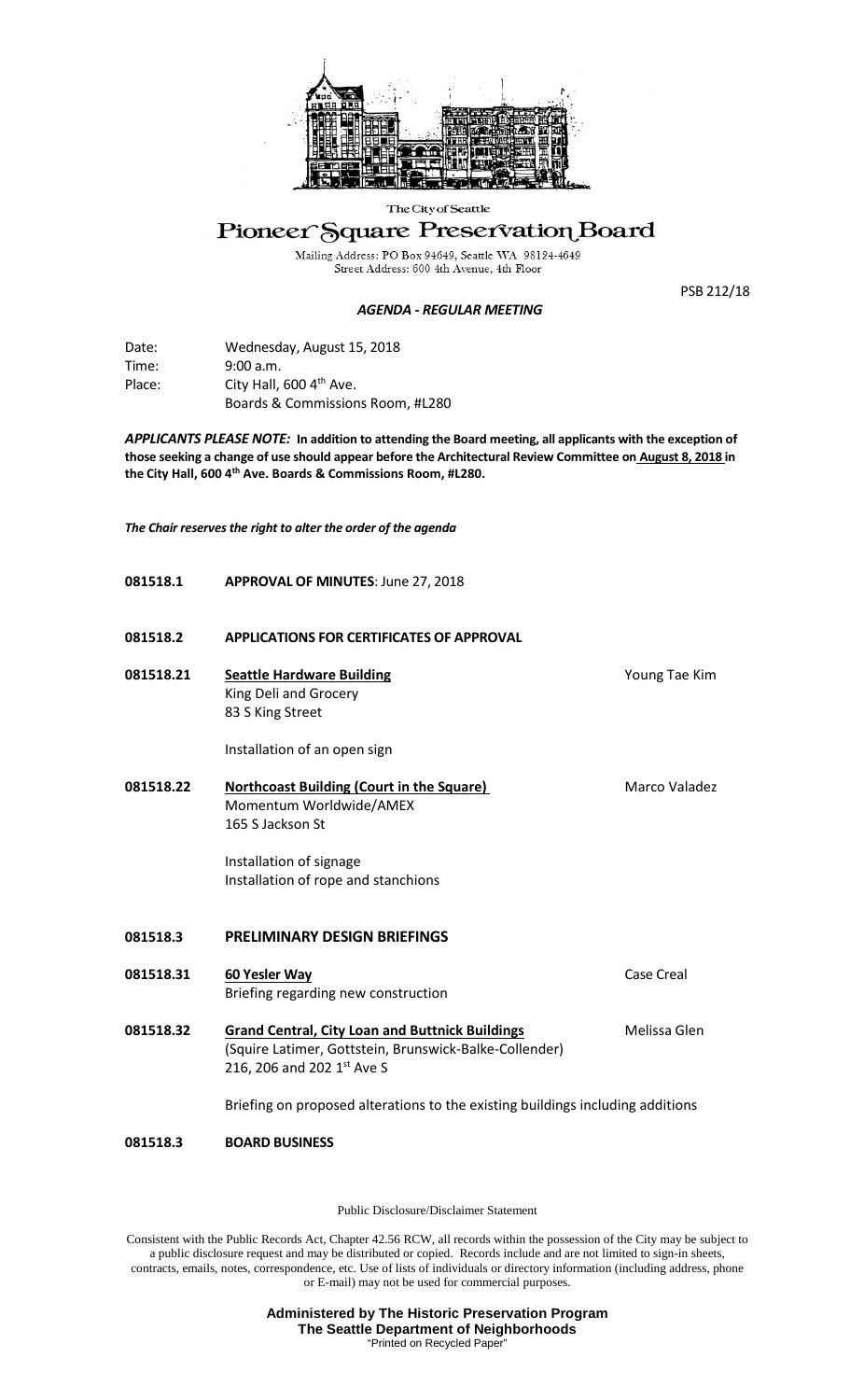The City of Seattle

# Pioneer Square Preservation Board

Mailing Address: PO Box 94649, Seattle WA 98124-4649
Street Address: 600 4th Avenue, 4th Floor

PSB 212/18

***AGENDA - REGULAR MEETING***

Date: Wednesday, August 15, 2018
Time: 9:00 a.m.
Place: City Hall, 600 4th Ave.
Boards & Commissions Room, #L280

***APPLICANTS PLEASE NOTE:*** **In addition to attending the Board meeting, all applicants with the exception of those seeking a change of use should appear before the Architectural Review Committee on August 8, 2018 in the City Hall, 600 4th Ave. Boards & Commissions Room, #L280.**

***The Chair reserves the right to alter the order of the agenda***

**081518.1 APPROVAL OF MINUTES**: June 27, 2018

**081518.2 APPLICATIONS FOR CERTIFICATES OF APPROVAL**

**081518.21** **Seattle Hardware Building** — Young Tae Kim
King Deli and Grocery
83 S King Street

Installation of an open sign

**081518.22** **Northcoast Building (Court in the Square)** — Marco Valadez
Momentum Worldwide/AMEX
165 S Jackson St

Installation of signage
Installation of rope and stanchions

**081518.3 PRELIMINARY DESIGN BRIEFINGS**

**081518.31** **60 Yesler Way** — Case Creal
Briefing regarding new construction

**081518.32** **Grand Central, City Loan and Buttnick Buildings** — Melissa Glen
(Squire Latimer, Gottstein, Brunswick-Balke-Collender)
216, 206 and 202 1st Ave S

Briefing on proposed alterations to the existing buildings including additions

**081518.3 BOARD BUSINESS**

Public Disclosure/Disclaimer Statement

Consistent with the Public Records Act, Chapter 42.56 RCW, all records within the possession of the City may be subject to a public disclosure request and may be distributed or copied. Records include and are not limited to sign-in sheets, contracts, emails, notes, correspondence, etc. Use of lists of individuals or directory information (including address, phone or E-mail) may not be used for commercial purposes.

**Administered by The Historic Preservation Program**
**The Seattle Department of Neighborhoods**
"Printed on Recycled Paper"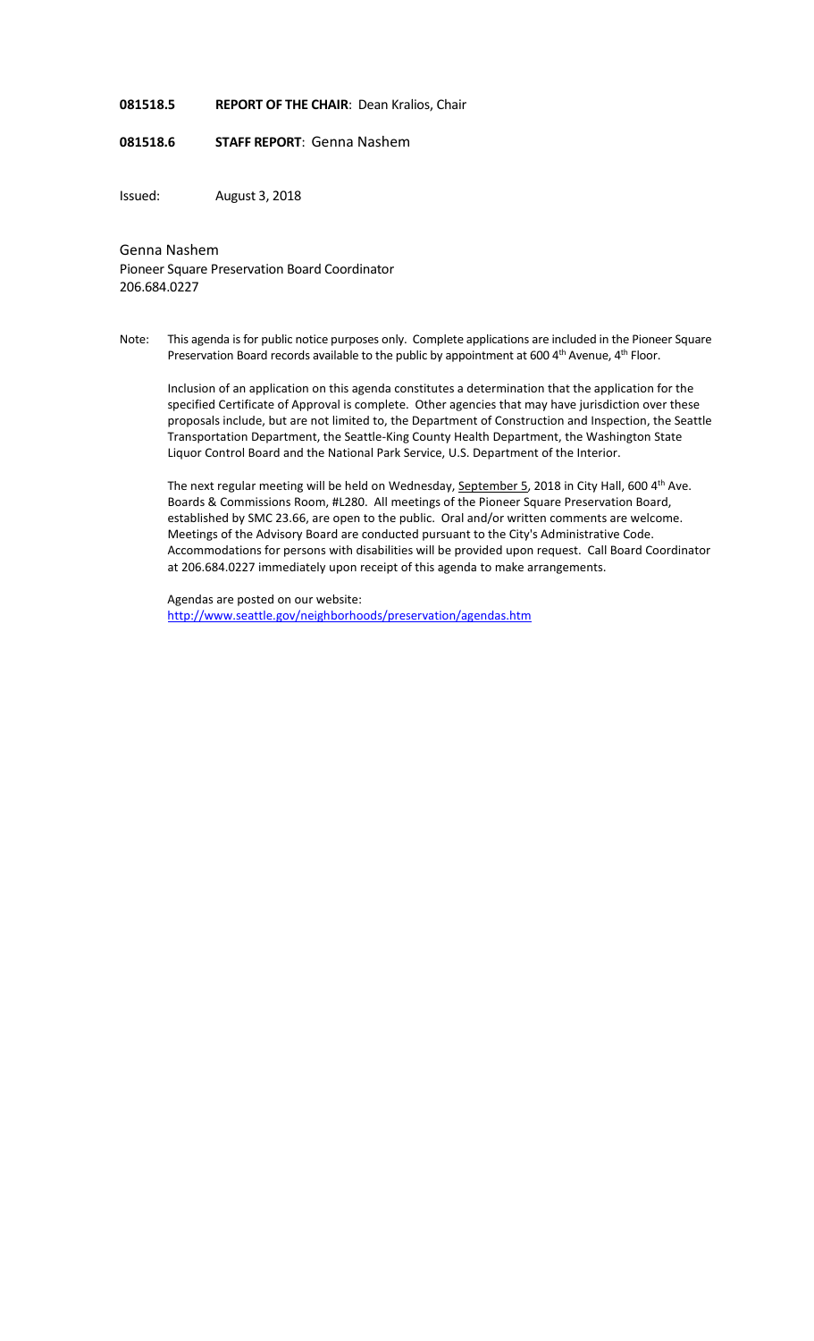**081518.5 REPORT OF THE CHAIR**: Dean Kralios, Chair

**081518.6 STAFF REPORT**: Genna Nashem

Issued: August 3, 2018

Genna Nashem
Pioneer Square Preservation Board Coordinator
206.684.0227

Note: This agenda is for public notice purposes only. Complete applications are included in the Pioneer Square Preservation Board records available to the public by appointment at 600 4th Avenue, 4th Floor.

Inclusion of an application on this agenda constitutes a determination that the application for the specified Certificate of Approval is complete. Other agencies that may have jurisdiction over these proposals include, but are not limited to, the Department of Construction and Inspection, the Seattle Transportation Department, the Seattle-King County Health Department, the Washington State Liquor Control Board and the National Park Service, U.S. Department of the Interior.

The next regular meeting will be held on Wednesday, September 5, 2018 in City Hall, 600 4th Ave. Boards & Commissions Room, #L280. All meetings of the Pioneer Square Preservation Board, established by SMC 23.66, are open to the public. Oral and/or written comments are welcome. Meetings of the Advisory Board are conducted pursuant to the City's Administrative Code. Accommodations for persons with disabilities will be provided upon request. Call Board Coordinator at 206.684.0227 immediately upon receipt of this agenda to make arrangements.

Agendas are posted on our website:
http://www.seattle.gov/neighborhoods/preservation/agendas.htm